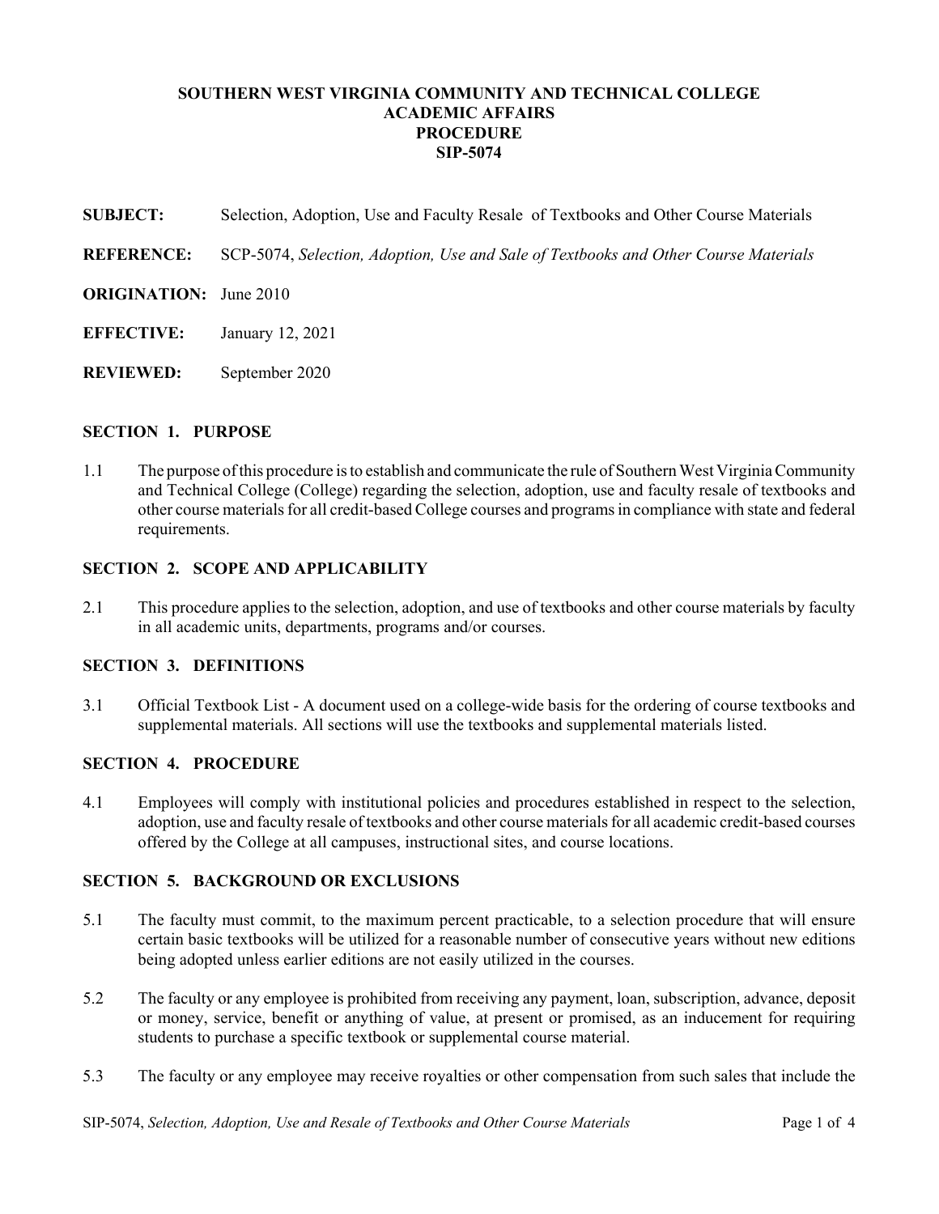**SOUTHERN WEST VIRGINIA COMMUNITY AND TECHNICAL COLLEGE**
**ACADEMIC AFFAIRS**
**PROCEDURE**
**SIP-5074**

**SUBJECT:** Selection, Adoption, Use and Faculty Resale of Textbooks and Other Course Materials

**REFERENCE:** SCP-5074, *Selection, Adoption, Use and Sale of Textbooks and Other Course Materials*

**ORIGINATION:** June 2010

**EFFECTIVE:** January 12, 2021

**REVIEWED:** September 2020

## SECTION 1. PURPOSE

1.1 The purpose of this procedure is to establish and communicate the rule of Southern West Virginia Community and Technical College (College) regarding the selection, adoption, use and faculty resale of textbooks and other course materials for all credit-based College courses and programs in compliance with state and federal requirements.

## SECTION 2. SCOPE AND APPLICABILITY

2.1 This procedure applies to the selection, adoption, and use of textbooks and other course materials by faculty in all academic units, departments, programs and/or courses.

## SECTION 3. DEFINITIONS

3.1 Official Textbook List - A document used on a college-wide basis for the ordering of course textbooks and supplemental materials. All sections will use the textbooks and supplemental materials listed.

## SECTION 4. PROCEDURE

4.1 Employees will comply with institutional policies and procedures established in respect to the selection, adoption, use and faculty resale of textbooks and other course materials for all academic credit-based courses offered by the College at all campuses, instructional sites, and course locations.

## SECTION 5. BACKGROUND OR EXCLUSIONS

5.1 The faculty must commit, to the maximum percent practicable, to a selection procedure that will ensure certain basic textbooks will be utilized for a reasonable number of consecutive years without new editions being adopted unless earlier editions are not easily utilized in the courses.

5.2 The faculty or any employee is prohibited from receiving any payment, loan, subscription, advance, deposit or money, service, benefit or anything of value, at present or promised, as an inducement for requiring students to purchase a specific textbook or supplemental course material.

5.3 The faculty or any employee may receive royalties or other compensation from such sales that include the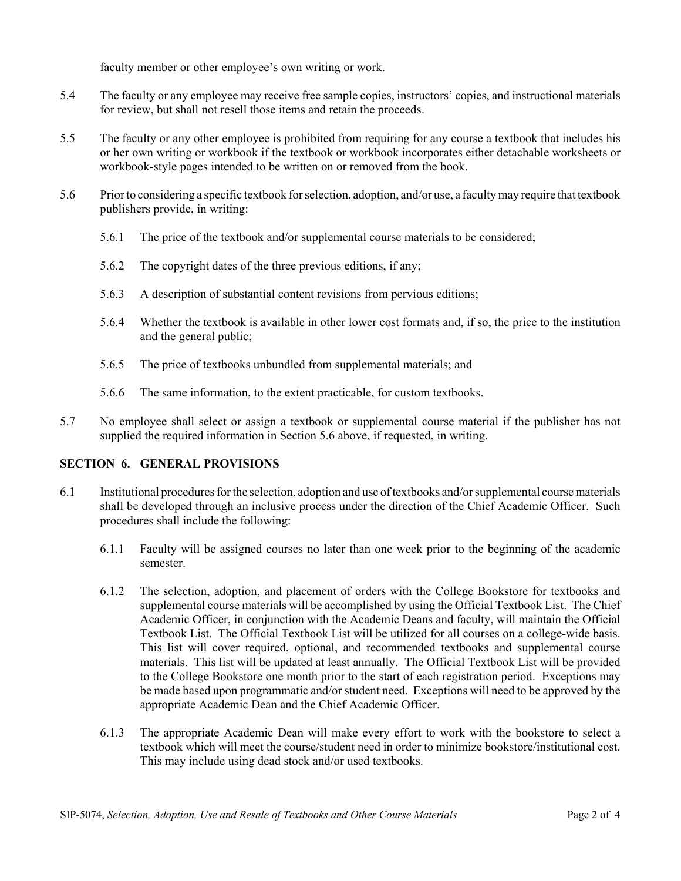faculty member or other employee's own writing or work.

5.4 The faculty or any employee may receive free sample copies, instructors' copies, and instructional materials for review, but shall not resell those items and retain the proceeds.

5.5 The faculty or any other employee is prohibited from requiring for any course a textbook that includes his or her own writing or workbook if the textbook or workbook incorporates either detachable worksheets or workbook-style pages intended to be written on or removed from the book.

5.6 Prior to considering a specific textbook for selection, adoption, and/or use, a faculty may require that textbook publishers provide, in writing:

5.6.1 The price of the textbook and/or supplemental course materials to be considered;

5.6.2 The copyright dates of the three previous editions, if any;

5.6.3 A description of substantial content revisions from pervious editions;

5.6.4 Whether the textbook is available in other lower cost formats and, if so, the price to the institution and the general public;

5.6.5 The price of textbooks unbundled from supplemental materials; and

5.6.6 The same information, to the extent practicable, for custom textbooks.

5.7 No employee shall select or assign a textbook or supplemental course material if the publisher has not supplied the required information in Section 5.6 above, if requested, in writing.

## SECTION 6. GENERAL PROVISIONS

6.1 Institutional procedures for the selection, adoption and use of textbooks and/or supplemental course materials shall be developed through an inclusive process under the direction of the Chief Academic Officer. Such procedures shall include the following:

6.1.1 Faculty will be assigned courses no later than one week prior to the beginning of the academic semester.

6.1.2 The selection, adoption, and placement of orders with the College Bookstore for textbooks and supplemental course materials will be accomplished by using the Official Textbook List. The Chief Academic Officer, in conjunction with the Academic Deans and faculty, will maintain the Official Textbook List. The Official Textbook List will be utilized for all courses on a college-wide basis. This list will cover required, optional, and recommended textbooks and supplemental course materials. This list will be updated at least annually. The Official Textbook List will be provided to the College Bookstore one month prior to the start of each registration period. Exceptions may be made based upon programmatic and/or student need. Exceptions will need to be approved by the appropriate Academic Dean and the Chief Academic Officer.

6.1.3 The appropriate Academic Dean will make every effort to work with the bookstore to select a textbook which will meet the course/student need in order to minimize bookstore/institutional cost. This may include using dead stock and/or used textbooks.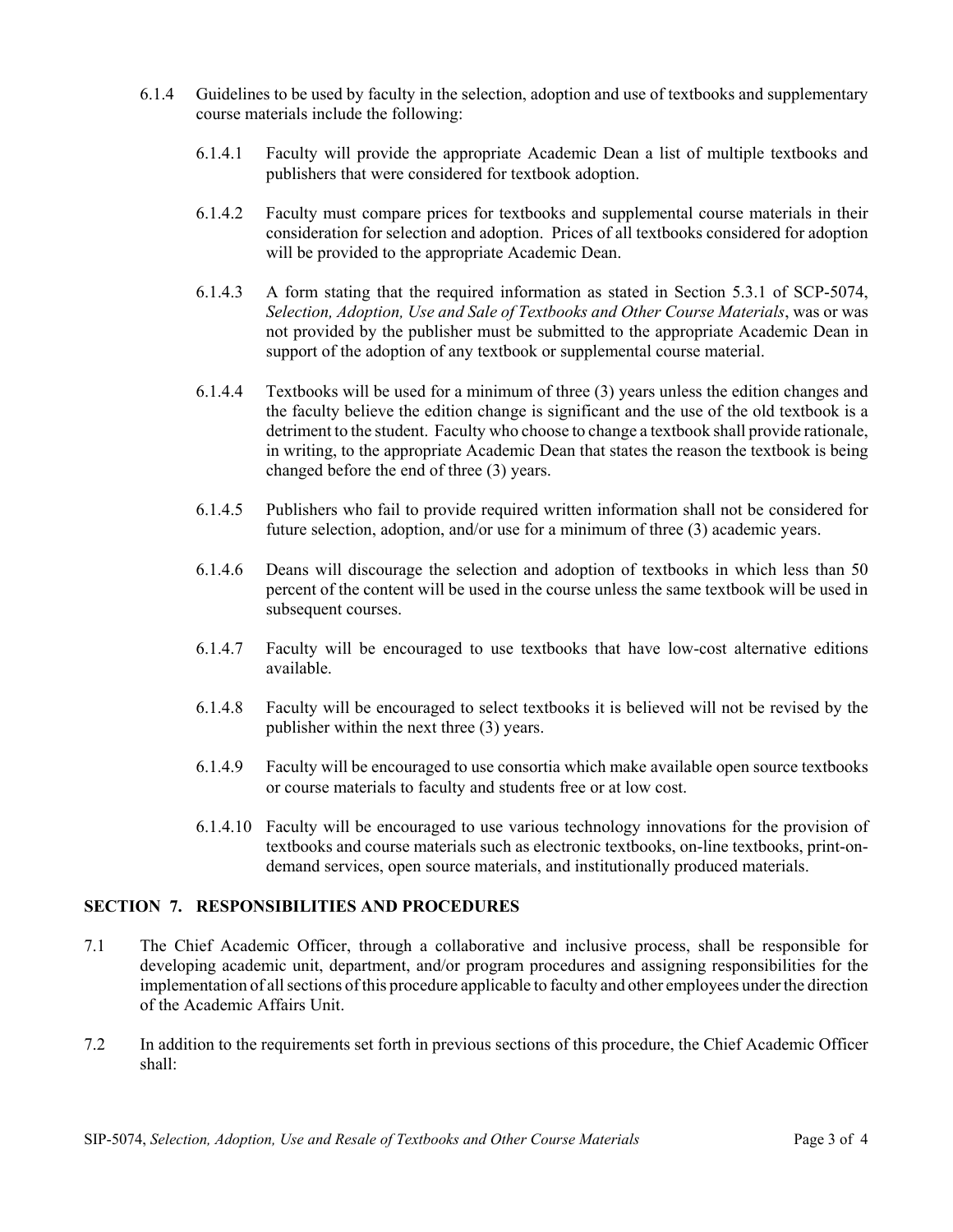6.1.4 Guidelines to be used by faculty in the selection, adoption and use of textbooks and supplementary course materials include the following:

6.1.4.1 Faculty will provide the appropriate Academic Dean a list of multiple textbooks and publishers that were considered for textbook adoption.

6.1.4.2 Faculty must compare prices for textbooks and supplemental course materials in their consideration for selection and adoption. Prices of all textbooks considered for adoption will be provided to the appropriate Academic Dean.

6.1.4.3 A form stating that the required information as stated in Section 5.3.1 of SCP-5074, *Selection, Adoption, Use and Sale of Textbooks and Other Course Materials*, was or was not provided by the publisher must be submitted to the appropriate Academic Dean in support of the adoption of any textbook or supplemental course material.

6.1.4.4 Textbooks will be used for a minimum of three (3) years unless the edition changes and the faculty believe the edition change is significant and the use of the old textbook is a detriment to the student. Faculty who choose to change a textbook shall provide rationale, in writing, to the appropriate Academic Dean that states the reason the textbook is being changed before the end of three (3) years.

6.1.4.5 Publishers who fail to provide required written information shall not be considered for future selection, adoption, and/or use for a minimum of three (3) academic years.

6.1.4.6 Deans will discourage the selection and adoption of textbooks in which less than 50 percent of the content will be used in the course unless the same textbook will be used in subsequent courses.

6.1.4.7 Faculty will be encouraged to use textbooks that have low-cost alternative editions available.

6.1.4.8 Faculty will be encouraged to select textbooks it is believed will not be revised by the publisher within the next three (3) years.

6.1.4.9 Faculty will be encouraged to use consortia which make available open source textbooks or course materials to faculty and students free or at low cost.

6.1.4.10 Faculty will be encouraged to use various technology innovations for the provision of textbooks and course materials such as electronic textbooks, on-line textbooks, print-on-demand services, open source materials, and institutionally produced materials.

## SECTION 7. RESPONSIBILITIES AND PROCEDURES

7.1 The Chief Academic Officer, through a collaborative and inclusive process, shall be responsible for developing academic unit, department, and/or program procedures and assigning responsibilities for the implementation of all sections of this procedure applicable to faculty and other employees under the direction of the Academic Affairs Unit.

7.2 In addition to the requirements set forth in previous sections of this procedure, the Chief Academic Officer shall: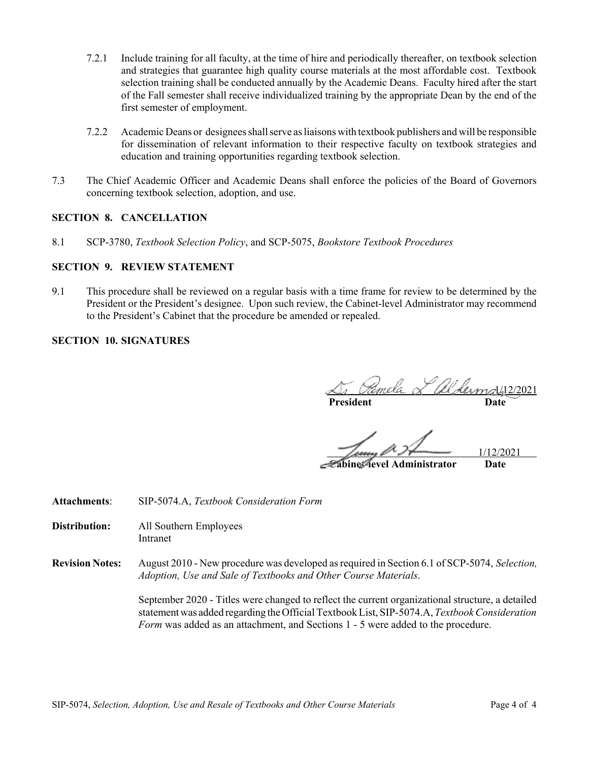7.2.1 Include training for all faculty, at the time of hire and periodically thereafter, on textbook selection and strategies that guarantee high quality course materials at the most affordable cost. Textbook selection training shall be conducted annually by the Academic Deans. Faculty hired after the start of the Fall semester shall receive individualized training by the appropriate Dean by the end of the first semester of employment.

7.2.2 Academic Deans or designees shall serve as liaisons with textbook publishers and will be responsible for dissemination of relevant information to their respective faculty on textbook strategies and education and training opportunities regarding textbook selection.

7.3 The Chief Academic Officer and Academic Deans shall enforce the policies of the Board of Governors concerning textbook selection, adoption, and use.

## SECTION 8. CANCELLATION

8.1 SCP-3780, *Textbook Selection Policy*, and SCP-5075, *Bookstore Textbook Procedures*

## SECTION 9. REVIEW STATEMENT

9.1 This procedure shall be reviewed on a regular basis with a time frame for review to be determined by the President or the President's designee. Upon such review, the Cabinet-level Administrator may recommend to the President's Cabinet that the procedure be amended or repealed.

## SECTION 10. SIGNATURES

Dr. Pamela L. Alderman 1/12/2021
**President** **Date**

1/12/2021
**Cabinet-level Administrator** **Date**

**Attachments**: SIP-5074.A, *Textbook Consideration Form*

**Distribution:** All Southern Employees
Intranet

**Revision Notes:** August 2010 - New procedure was developed as required in Section 6.1 of SCP-5074, *Selection, Adoption, Use and Sale of Textbooks and Other Course Materials*.

September 2020 - Titles were changed to reflect the current organizational structure, a detailed statement was added regarding the Official Textbook List, SIP-5074.A, *Textbook Consideration Form* was added as an attachment, and Sections 1 - 5 were added to the procedure.